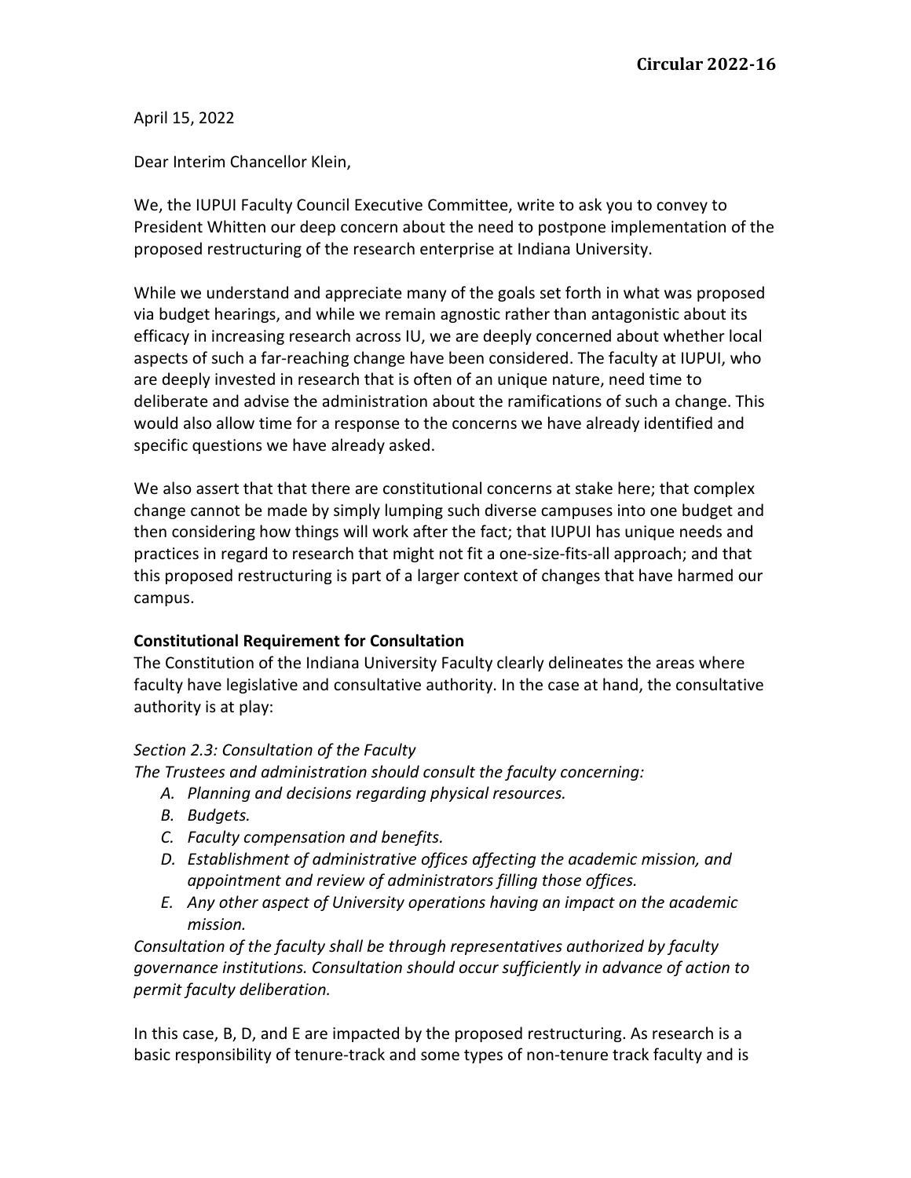**Circular 2022-16**

April 15, 2022

Dear Interim Chancellor Klein,

We, the IUPUI Faculty Council Executive Committee, write to ask you to convey to President Whitten our deep concern about the need to postpone implementation of the proposed restructuring of the research enterprise at Indiana University.

While we understand and appreciate many of the goals set forth in what was proposed via budget hearings, and while we remain agnostic rather than antagonistic about its efficacy in increasing research across IU, we are deeply concerned about whether local aspects of such a far-reaching change have been considered. The faculty at IUPUI, who are deeply invested in research that is often of an unique nature, need time to deliberate and advise the administration about the ramifications of such a change. This would also allow time for a response to the concerns we have already identified and specific questions we have already asked.

We also assert that that there are constitutional concerns at stake here; that complex change cannot be made by simply lumping such diverse campuses into one budget and then considering how things will work after the fact; that IUPUI has unique needs and practices in regard to research that might not fit a one-size-fits-all approach; and that this proposed restructuring is part of a larger context of changes that have harmed our campus.

**Constitutional Requirement for Consultation**

The Constitution of the Indiana University Faculty clearly delineates the areas where faculty have legislative and consultative authority. In the case at hand, the consultative authority is at play:

*Section 2.3: Consultation of the Faculty*

*The Trustees and administration should consult the faculty concerning:*

- *A. Planning and decisions regarding physical resources.*
- *B. Budgets.*
- *C. Faculty compensation and benefits.*
- *D. Establishment of administrative offices affecting the academic mission, and appointment and review of administrators filling those offices.*
- *E. Any other aspect of University operations having an impact on the academic mission.*

*Consultation of the faculty shall be through representatives authorized by faculty governance institutions. Consultation should occur sufficiently in advance of action to permit faculty deliberation.*

In this case, B, D, and E are impacted by the proposed restructuring. As research is a basic responsibility of tenure-track and some types of non-tenure track faculty and is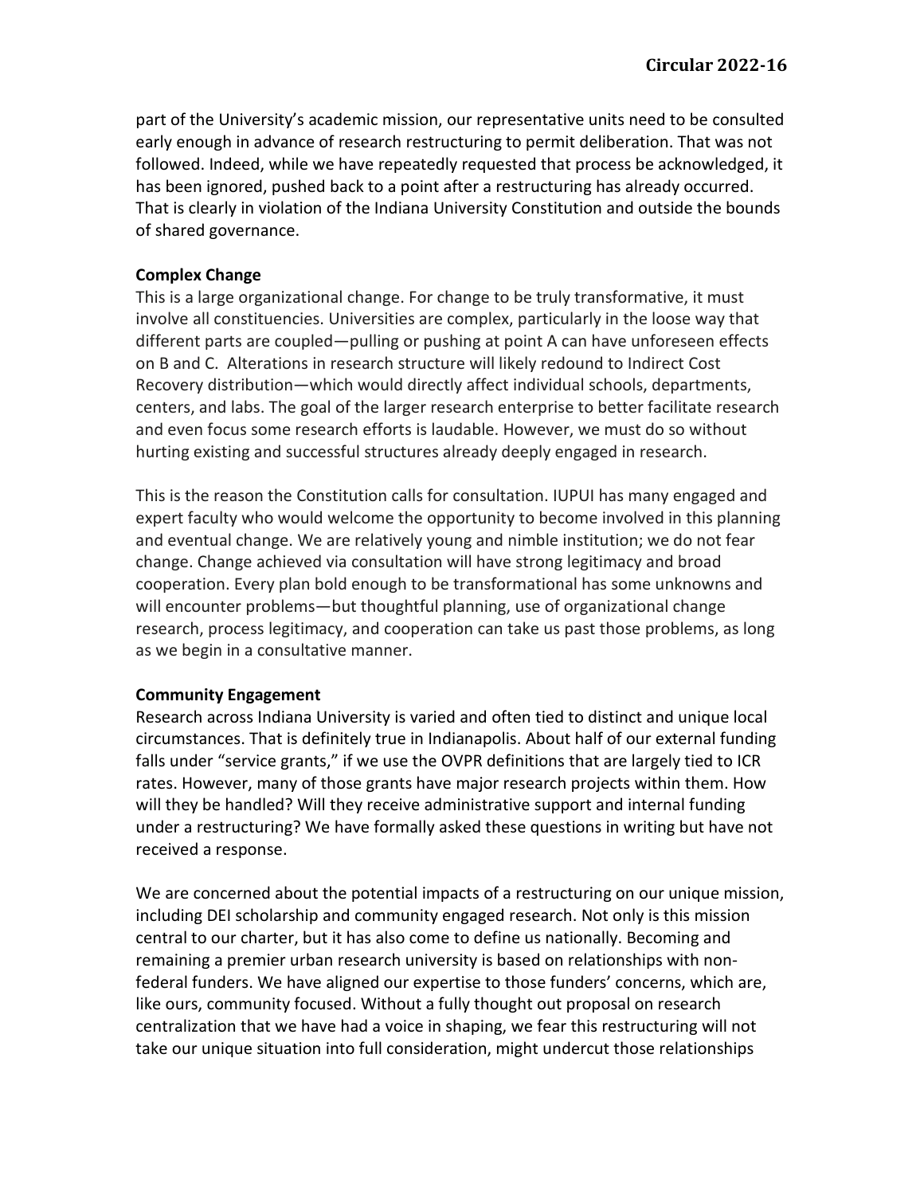part of the University's academic mission, our representative units need to be consulted early enough in advance of research restructuring to permit deliberation. That was not followed. Indeed, while we have repeatedly requested that process be acknowledged, it has been ignored, pushed back to a point after a restructuring has already occurred. That is clearly in violation of the Indiana University Constitution and outside the bounds of shared governance.

**Complex Change**

This is a large organizational change. For change to be truly transformative, it must involve all constituencies. Universities are complex, particularly in the loose way that different parts are coupled—pulling or pushing at point A can have unforeseen effects on B and C. Alterations in research structure will likely redound to Indirect Cost Recovery distribution—which would directly affect individual schools, departments, centers, and labs. The goal of the larger research enterprise to better facilitate research and even focus some research efforts is laudable. However, we must do so without hurting existing and successful structures already deeply engaged in research.

This is the reason the Constitution calls for consultation. IUPUI has many engaged and expert faculty who would welcome the opportunity to become involved in this planning and eventual change. We are relatively young and nimble institution; we do not fear change. Change achieved via consultation will have strong legitimacy and broad cooperation. Every plan bold enough to be transformational has some unknowns and will encounter problems—but thoughtful planning, use of organizational change research, process legitimacy, and cooperation can take us past those problems, as long as we begin in a consultative manner.

**Community Engagement**

Research across Indiana University is varied and often tied to distinct and unique local circumstances. That is definitely true in Indianapolis. About half of our external funding falls under "service grants," if we use the OVPR definitions that are largely tied to ICR rates. However, many of those grants have major research projects within them. How will they be handled? Will they receive administrative support and internal funding under a restructuring? We have formally asked these questions in writing but have not received a response.

We are concerned about the potential impacts of a restructuring on our unique mission, including DEI scholarship and community engaged research. Not only is this mission central to our charter, but it has also come to define us nationally. Becoming and remaining a premier urban research university is based on relationships with non-federal funders. We have aligned our expertise to those funders' concerns, which are, like ours, community focused. Without a fully thought out proposal on research centralization that we have had a voice in shaping, we fear this restructuring will not take our unique situation into full consideration, might undercut those relationships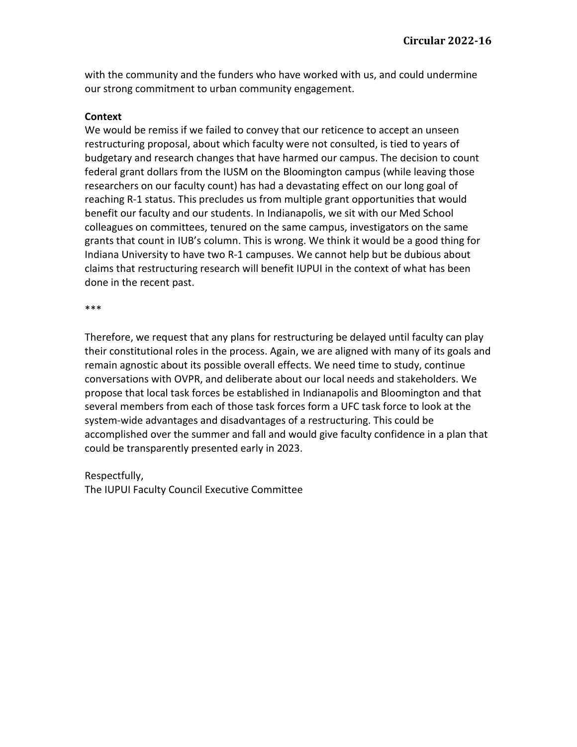with the community and the funders who have worked with us, and could undermine our strong commitment to urban community engagement.

**Context**

We would be remiss if we failed to convey that our reticence to accept an unseen restructuring proposal, about which faculty were not consulted, is tied to years of budgetary and research changes that have harmed our campus. The decision to count federal grant dollars from the IUSM on the Bloomington campus (while leaving those researchers on our faculty count) has had a devastating effect on our long goal of reaching R-1 status. This precludes us from multiple grant opportunities that would benefit our faculty and our students. In Indianapolis, we sit with our Med School colleagues on committees, tenured on the same campus, investigators on the same grants that count in IUB's column. This is wrong. We think it would be a good thing for Indiana University to have two R-1 campuses. We cannot help but be dubious about claims that restructuring research will benefit IUPUI in the context of what has been done in the recent past.

***

Therefore, we request that any plans for restructuring be delayed until faculty can play their constitutional roles in the process. Again, we are aligned with many of its goals and remain agnostic about its possible overall effects. We need time to study, continue conversations with OVPR, and deliberate about our local needs and stakeholders. We propose that local task forces be established in Indianapolis and Bloomington and that several members from each of those task forces form a UFC task force to look at the system-wide advantages and disadvantages of a restructuring. This could be accomplished over the summer and fall and would give faculty confidence in a plan that could be transparently presented early in 2023.

Respectfully,
The IUPUI Faculty Council Executive Committee